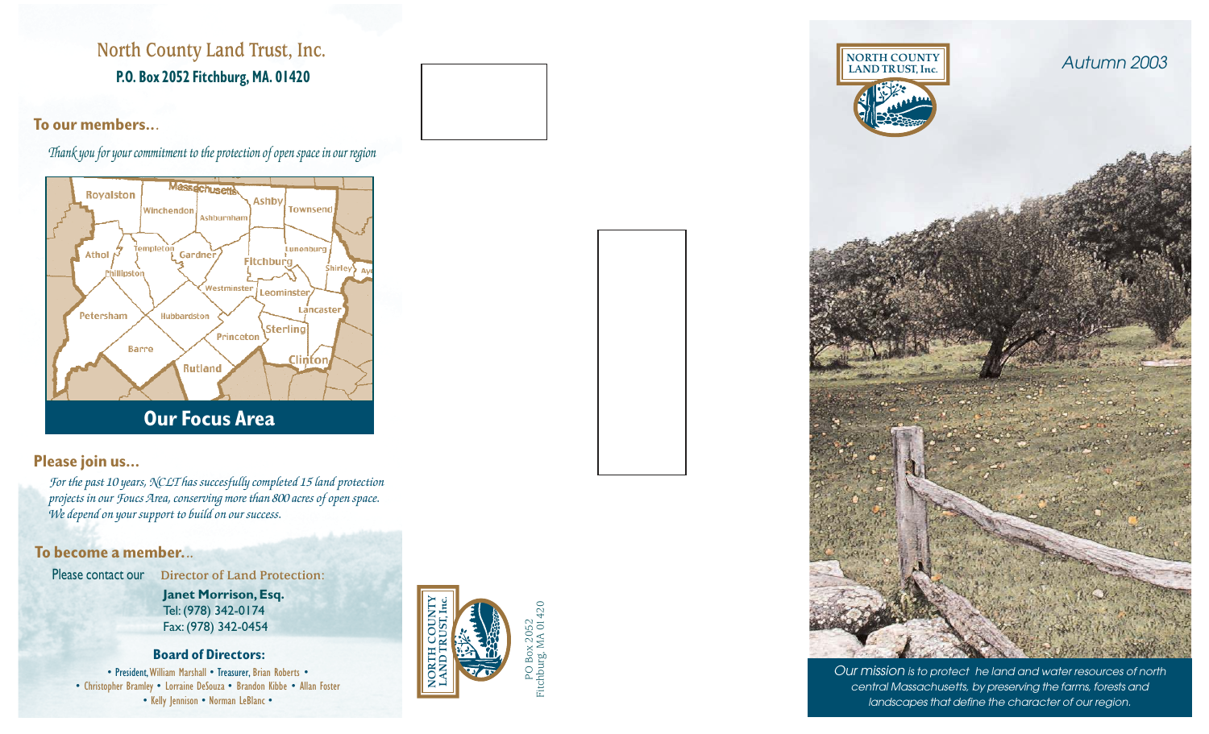# North County Land Trust, Inc.

**P.O. Box 2052 Fitchburg, MA. 01420**

## To our members...

*Thank you for your commitment to the protection of open space in our region*

Royalston, Massachusetts, Ashby, Townsend, Winchendon, Ashburnham, Athol, Templeton, Gardner, Fitchburg, Lunenburg, Shirley, Ayer, Phillipston, Westminster, Leominster, Lancaster, Petersham, Hubbardston, Sterling, Princeton, Barre, Rutland, Clinton

**Our Focus Area**

## Please join us...

*For the past 10 years, NCLT has succesfully completed 15 land protection projects in our Foucs Area, conserving more than 800 acres of open space. We depend on your support to build on our success.*

## To become a member...

Please contact our **Director of Land Protection:**

**Janet Morrison, Esq.**
Tel: (978) 342-0174
Fax: (978) 342-0454

### Board of Directors:

• President, William Marshall • Treasurer, Brian Roberts •
• Christopher Bramley • Lorraine DeSouza • Brandon Kibbe • Allan Foster
• Kelly Jennison • Norman LeBlanc •

NORTH COUNTY LAND TRUST, Inc.

PO Box 2052
Fitchburg, MA 01420

NORTH COUNTY LAND TRUST, Inc.

*Autumn 2003*

*Our mission is to protect he land and water resources of north central Massachusetts, by preserving the farms, forests and landscapes that define the character of our region.*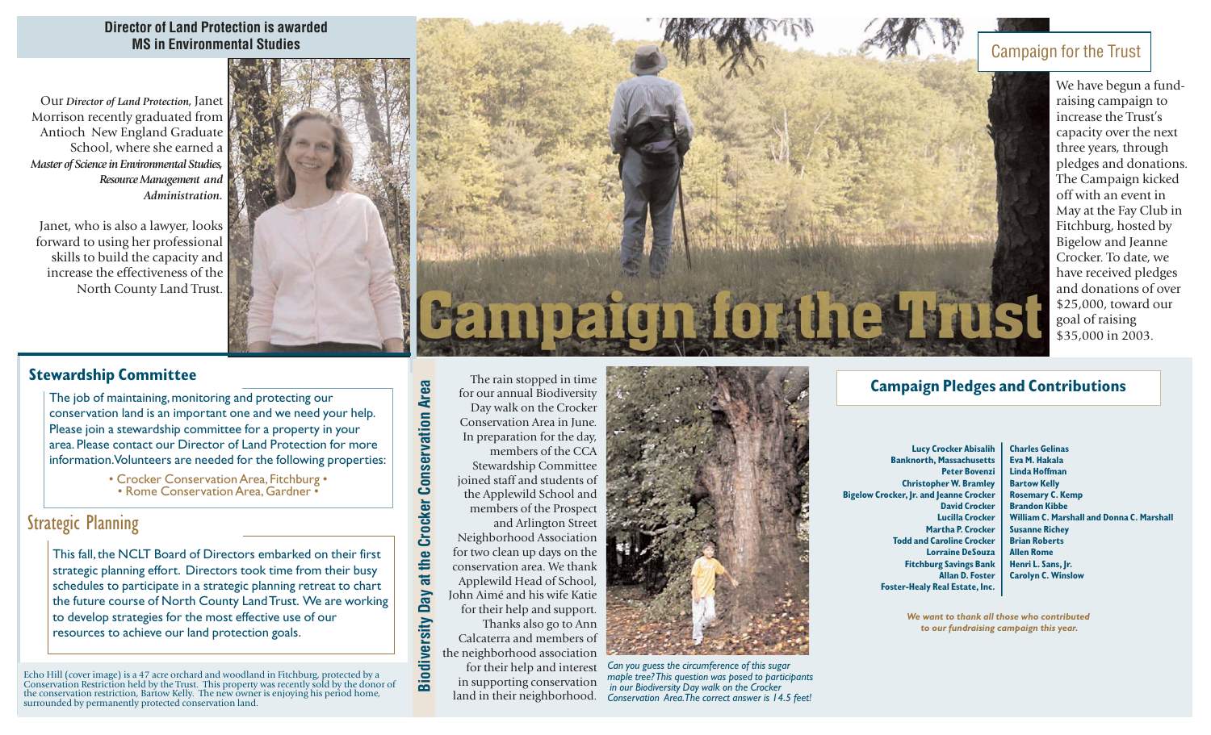## Director of Land Protection is awarded MS in Environmental Studies

Our *Director of Land Protection*, Janet Morrison recently graduated from Antioch New England Graduate School, where she earned a ***Master of Science in Environmental Studies, Resource Management and Administration.***

Janet, who is also a lawyer, looks forward to using her professional skills to build the capacity and increase the effectiveness of the North County Land Trust.

## Stewardship Committee

The job of maintaining, monitoring and protecting our conservation land is an important one and we need your help. Please join a stewardship committee for a property in your area. Please contact our Director of Land Protection for more information.Volunteers are needed for the following properties:

• Crocker Conservation Area, Fitchburg •
• Rome Conservation Area, Gardner •

## Strategic Planning

This fall, the NCLT Board of Directors embarked on their first strategic planning effort. Directors took time from their busy schedules to participate in a strategic planning retreat to chart the future course of North County Land Trust. We are working to develop strategies for the most effective use of our resources to achieve our land protection goals.

Echo Hill (cover image) is a 47 acre orchard and woodland in Fitchburg, protected by a Conservation Restriction held by the Trust. This property was recently sold by the donor of the conservation restriction, Bartow Kelly. The new owner is enjoying his period home, surrounded by permanently protected conservation land.

# Campaign for the Trust

## Campaign for the Trust

We have begun a fund-raising campaign to increase the Trust's capacity over the next three years, through pledges and donations. The Campaign kicked off with an event in May at the Fay Club in Fitchburg, hosted by Bigelow and Jeanne Crocker. To date, we have received pledges and donations of over $25,000, toward our goal of raising $35,000 in 2003.

## Biodiversity Day at the Crocker Conservation Area

The rain stopped in time for our annual Biodiversity Day walk on the Crocker Conservation Area in June. In preparation for the day, members of the CCA Stewardship Committee joined staff and students of the Applewild School and members of the Prospect and Arlington Street Neighborhood Association for two clean up days on the conservation area. We thank Applewild Head of School, John Aimé and his wife Katie for their help and support. Thanks also go to Ann Calcaterra and members of the neighborhood association for their help and interest in supporting conservation land in their neighborhood.

*Can you guess the circumference of this sugar maple tree? This question was posed to participants in our Biodiversity Day walk on the Crocker Conservation Area.The correct answer is 14.5 feet!*

## Campaign Pledges and Contributions

**Lucy Crocker Abisalih**
**Banknorth, Massachusetts**
**Peter Bovenzi**
**Christopher W. Bramley**
**Bigelow Crocker, Jr. and Jeanne Crocker**
**David Crocker**
**Lucilla Crocker**
**Martha P. Crocker**
**Todd and Caroline Crocker**
**Lorraine DeSouza**
**Fitchburg Savings Bank**
**Allan D. Foster**
**Foster-Healy Real Estate, Inc.**
**Charles Gelinas**
**Eva M. Hakala**
**Linda Hoffman**
**Bartow Kelly**
**Rosemary C. Kemp**
**Brandon Kibbe**
**William C. Marshall and Donna C. Marshall**
**Susanne Richey**
**Brian Roberts**
**Allen Rome**
**Henri L. Sans, Jr.**
**Carolyn C. Winslow**

***We want to thank all those who contributed to our fundraising campaign this year.***